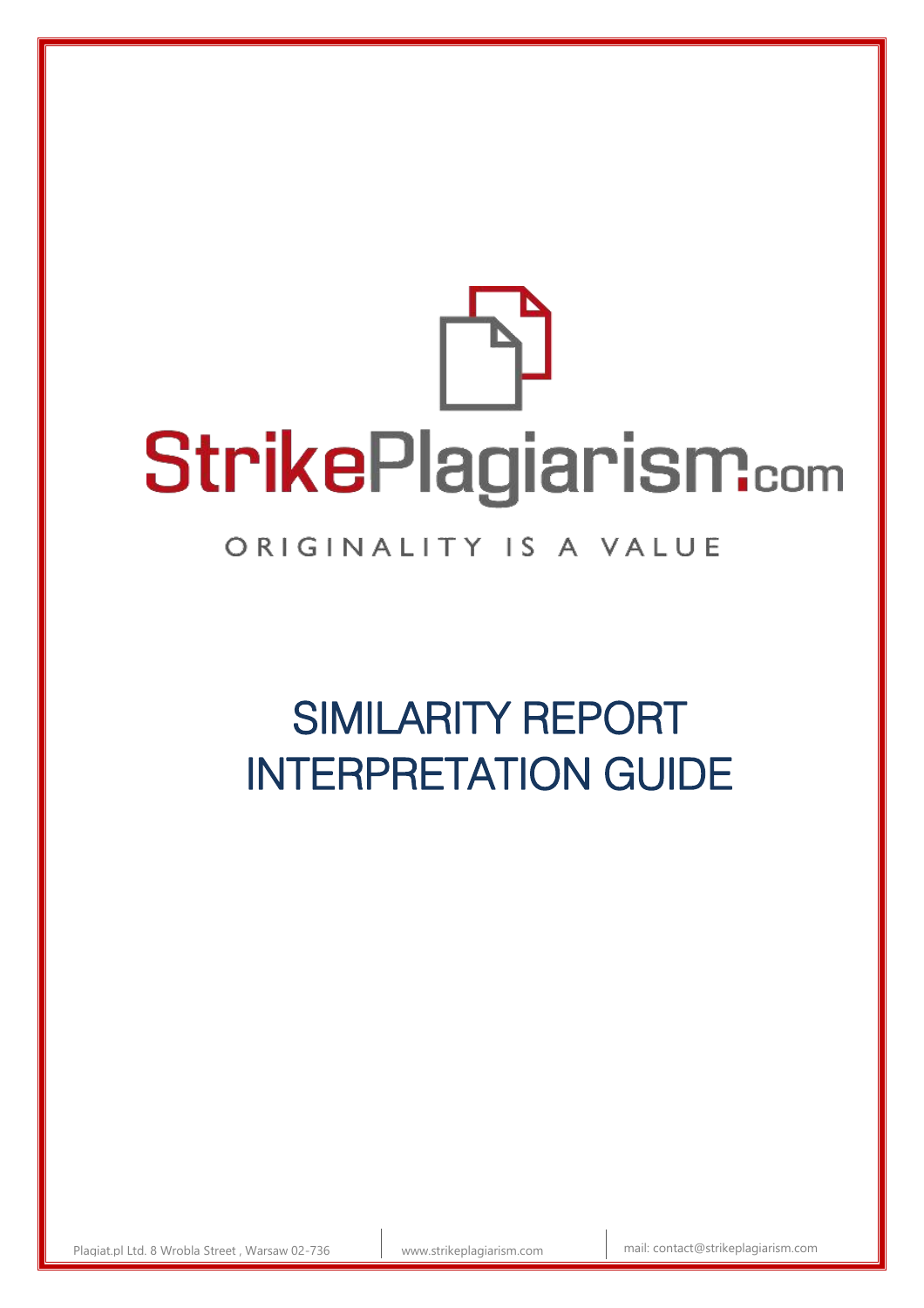StrikePlagiarism.com

ORIGINALITY IS A VALUE

# SIMILARITY REPORT INTERPRETATION GUIDE

Plagiat.pl Ltd. 8 Wrobla Street , Warsaw 02-736 | www.strikeplagiarism.com | mail: contact@strikeplagiarism.com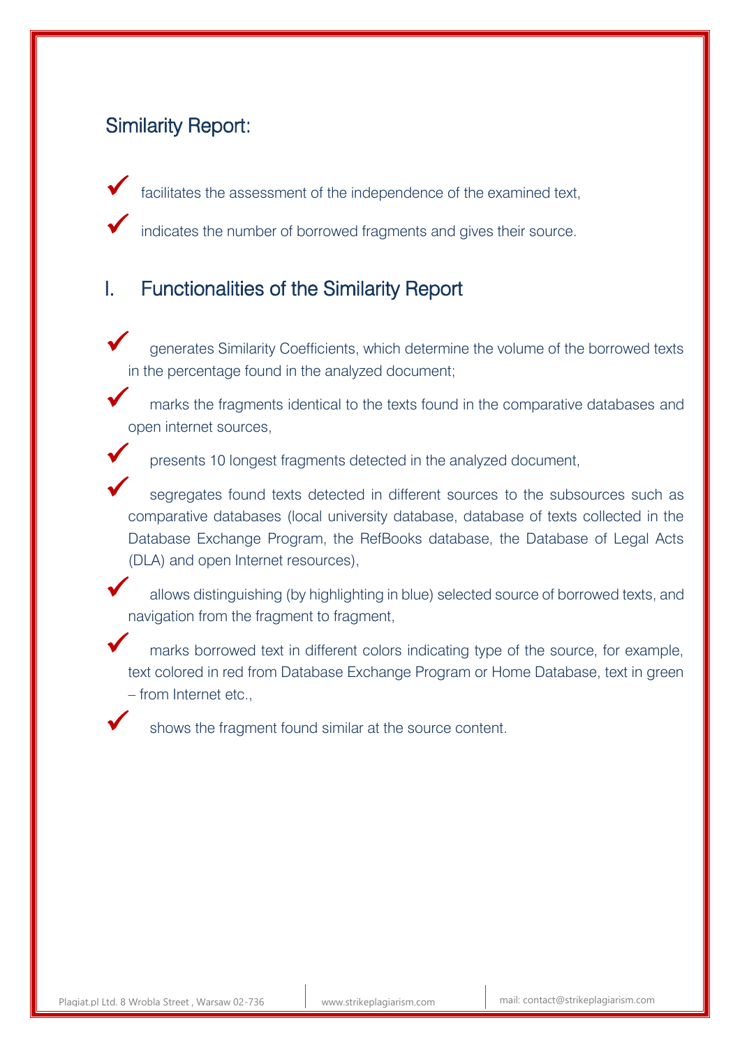## Similarity Report:

- facilitates the assessment of the independence of the examined text,
- indicates the number of borrowed fragments and gives their source.

## I. Functionalities of the Similarity Report

- generates Similarity Coefficients, which determine the volume of the borrowed texts in the percentage found in the analyzed document;
- marks the fragments identical to the texts found in the comparative databases and open internet sources,
- presents 10 longest fragments detected in the analyzed document,
- segregates found texts detected in different sources to the subsources such as comparative databases (local university database, database of texts collected in the Database Exchange Program, the RefBooks database, the Database of Legal Acts (DLA) and open Internet resources),
- allows distinguishing (by highlighting in blue) selected source of borrowed texts, and navigation from the fragment to fragment,
- marks borrowed text in different colors indicating type of the source, for example, text colored in red from Database Exchange Program or Home Database, text in green – from Internet etc.,
- shows the fragment found similar at the source content.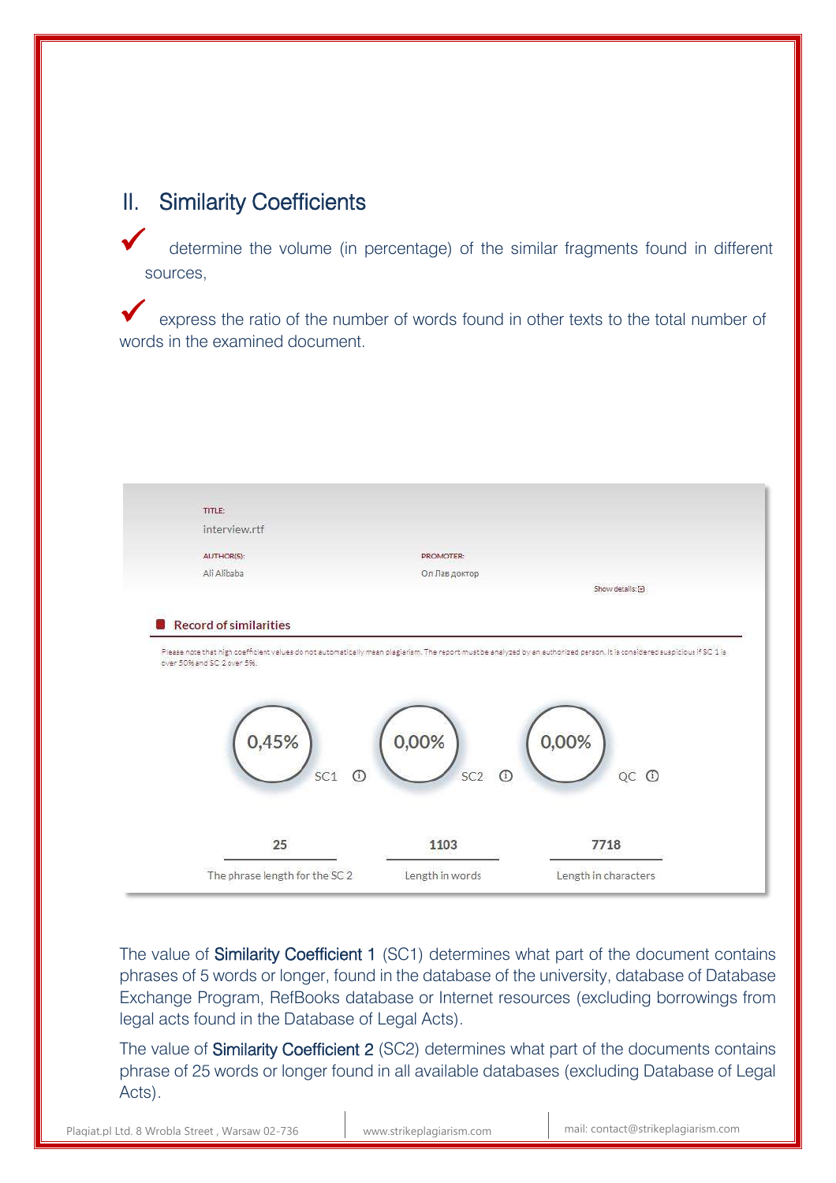## II. Similarity Coefficients

- ✔ determine the volume (in percentage) of the similar fragments found in different sources,
- ✔ express the ratio of the number of words found in other texts to the total number of words in the examined document.

TITLE:
interview.rtf

AUTHOR(S):
Ali Alibaba

PROMOTER:
Оп Лав доктор

Show details: ⊡

**Record of similarities**

Please note that high coefficient values do not automatically mean plagiarism. The report must be analyzed by an authorized person. It is considered suspicious if SC 1 is over 50% and SC 2 over 5%.

| 0,45% | 0,00% | 0,00% |
|---|---|---|
| SC1 ⓘ | SC2 ⓘ | QC ⓘ |

| 25 | 1103 | 7718 |
|---|---|---|
| The phrase length for the SC 2 | Length in words | Length in characters |

The value of Similarity Coefficient 1 (SC1) determines what part of the document contains phrases of 5 words or longer, found in the database of the university, database of Database Exchange Program, RefBooks database or Internet resources (excluding borrowings from legal acts found in the Database of Legal Acts).

The value of Similarity Coefficient 2 (SC2) determines what part of the documents contains phrase of 25 words or longer found in all available databases (excluding Database of Legal Acts).

Plagiat.pl Ltd. 8 Wrobla Street , Warsaw 02-736 | www.strikeplagiarism.com | mail: contact@strikeplagiarism.com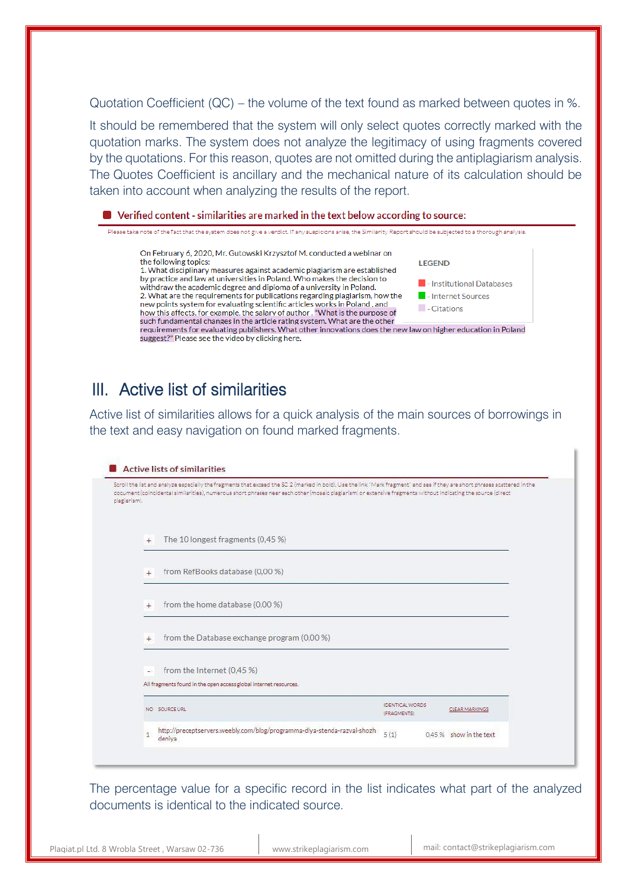Quotation Coefficient (QC) – the volume of the text found as marked between quotes in %.

It should be remembered that the system will only select quotes correctly marked with the quotation marks. The system does not analyze the legitimacy of using fragments covered by the quotations. For this reason, quotes are not omitted during the antiplagiarism analysis. The Quotes Coefficient is ancillary and the mechanical nature of its calculation should be taken into account when analyzing the results of the report.

### Verified content - similarities are marked in the text below according to source:

Please take note of the fact that the system does not give a verdict. If any suspicions arise, the Similarity Report should be subjected to a thorough analysis.

On February 6, 2020, Mr. Gutowski Krzysztof M. conducted a webinar on the following topics:
1. What disciplinary measures against academic plagiarism are established by practice and law at universities in Poland. Who makes the decision to withdraw the academic degree and diploma of a university in Poland.
2. What are the requirements for publications regarding plagiarism, how the new points system for evaluating scientific articles works in Poland , and how this affects, for example, the salary of author . "What is the purpose of such fundamental changes in the article rating system. What are the other requirements for evaluating publishers. What other innovations does the new law on higher education in Poland suggest?" Please see the video by clicking here.

LEGEND

- Institutional Databases
- Internet Sources
- Citations

## III. Active list of similarities

Active list of similarities allows for a quick analysis of the main sources of borrowings in the text and easy navigation on found marked fragments.

### Active lists of similarities

Scroll the list and analyze especially the fragments that exceed the SC 2 (marked in bold). Use the link "Mark fragment" and see if they are short phrases scattered in the document (coincidental similarities), numerous short phrases near each other (mosaic plagiarism) or extensive fragments without indicating the source (direct plagiarism).

+ The 10 longest fragments (0,45 %)

+ from RefBooks database (0,00 %)

+ from the home database (0,00 %)

+ from the Database exchange program (0,00 %)

- from the Internet (0,45 %)

All fragments found in the open access global internet resources.

| NO | SOURCE URL | IDENTICAL WORDS (FRAGMENTS) | | CLEAR MARKINGS |
|---|---|---|---|---|
| 1 | http://preceptservers.weebly.com/blog/programma-dlya-stenda-razval-shozh deniya | 5 (1) | 0.45 % | show in the text |

The percentage value for a specific record in the list indicates what part of the analyzed documents is identical to the indicated source.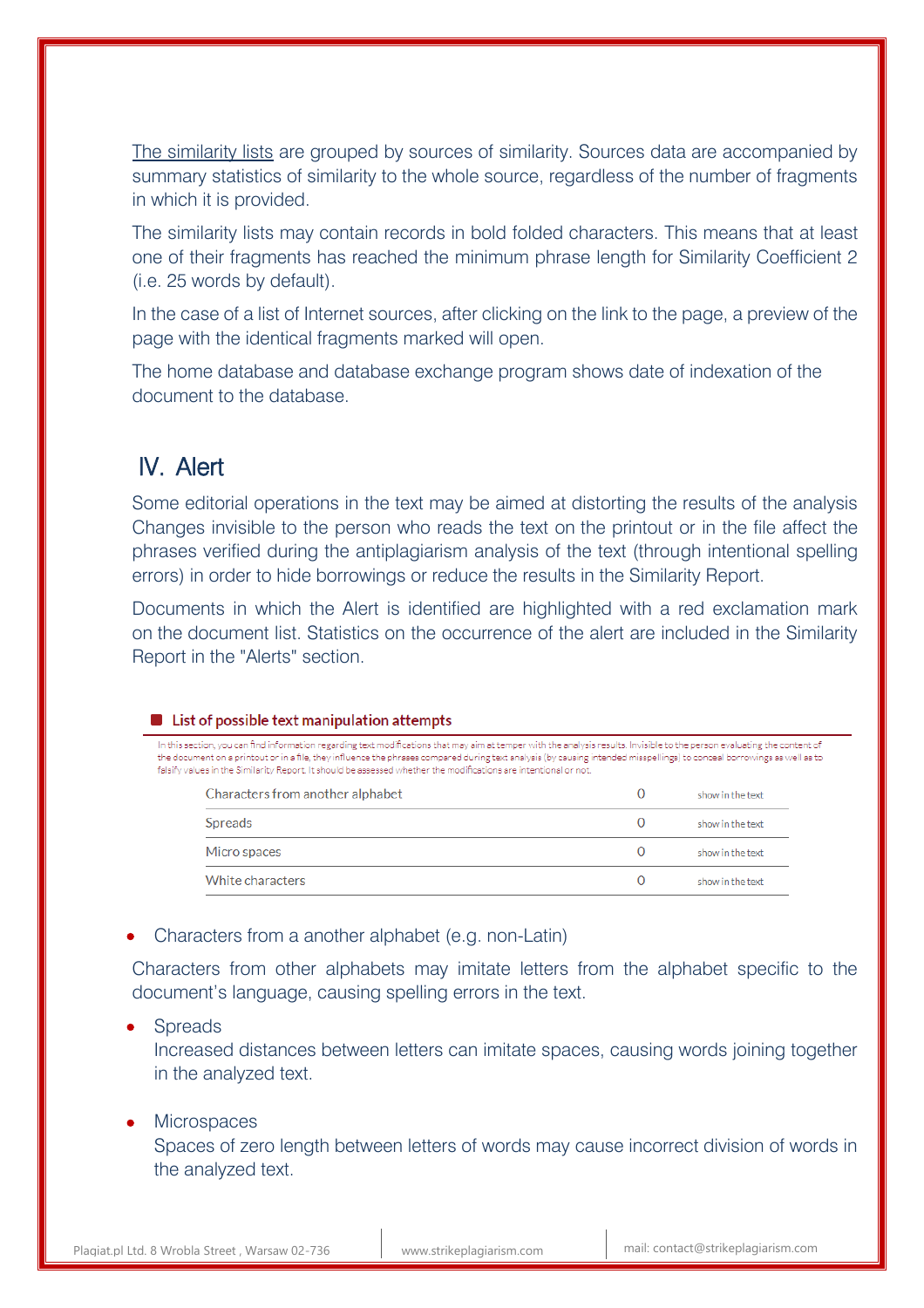The similarity lists are grouped by sources of similarity. Sources data are accompanied by summary statistics of similarity to the whole source, regardless of the number of fragments in which it is provided.

The similarity lists may contain records in bold folded characters. This means that at least one of their fragments has reached the minimum phrase length for Similarity Coefficient 2 (i.e. 25 words by default).

In the case of a list of Internet sources, after clicking on the link to the page, a preview of the page with the identical fragments marked will open.

The home database and database exchange program shows date of indexation of the document to the database.

## IV. Alert

Some editorial operations in the text may be aimed at distorting the results of the analysis Changes invisible to the person who reads the text on the printout or in the file affect the phrases verified during the antiplagiarism analysis of the text (through intentional spelling errors) in order to hide borrowings or reduce the results in the Similarity Report.

Documents in which the Alert is identified are highlighted with a red exclamation mark on the document list. Statistics on the occurrence of the alert are included in the Similarity Report in the "Alerts" section.

**List of possible text manipulation attempts**

In this section, you can find information regarding text modifications that may aim at temper with the analysis results. Invisible to the person evaluating the content of the document on a printout or in a file, they influence the phrases compared during text analysis (by causing intended misspellings) to conceal borrowings as well as to falsify values in the Similarity Report. It should be assessed whether the modifications are intentional or not.

| | | |
|---|---|---|
| Characters from another alphabet | 0 | show in the text |
| Spreads | 0 | show in the text |
| Micro spaces | 0 | show in the text |
| White characters | 0 | show in the text |

- Characters from a another alphabet (e.g. non-Latin)

Characters from other alphabets may imitate letters from the alphabet specific to the document's language, causing spelling errors in the text.

- Spreads
  Increased distances between letters can imitate spaces, causing words joining together in the analyzed text.

- Microspaces
  Spaces of zero length between letters of words may cause incorrect division of words in the analyzed text.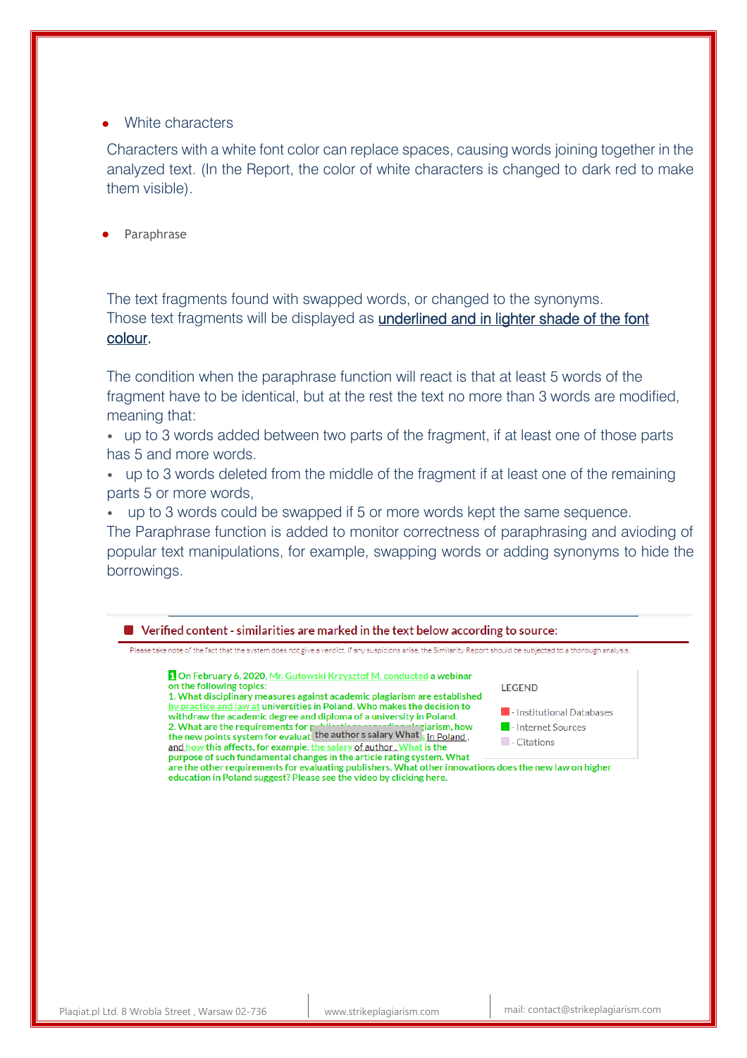- White characters

Characters with a white font color can replace spaces, causing words joining together in the analyzed text. (In the Report, the color of white characters is changed to dark red to make them visible).

- Paraphrase

The text fragments found with swapped words, or changed to the synonyms.
Those text fragments will be displayed as <u>underlined and in lighter shade of the font colour.</u>

The condition when the paraphrase function will react is that at least 5 words of the fragment have to be identical, but at the rest the text no more than 3 words are modified, meaning that:

- up to 3 words added between two parts of the fragment, if at least one of those parts has 5 and more words.
- up to 3 words deleted from the middle of the fragment if at least one of the remaining parts 5 or more words,
- up to 3 words could be swapped if 5 or more words kept the same sequence.

The Paraphrase function is added to monitor correctness of paraphrasing and avioding of popular text manipulations, for example, swapping words or adding synonyms to hide the borrowings.

**Verified content - similarities are marked in the text below according to source:**

Please take note of the fact that the system does not give a verdict. If any suspicions arise, the Similarity Report should be subjected to a thorough analysis.

1 On February 6, 2020, <u>Mr. Gutowski Krzysztof M. conducted</u> a webinar on the following topics:
1. What disciplinary measures against academic plagiarism are established <u>by practice and law at</u> universities in Poland. Who makes the decision to withdraw the academic degree and diploma of a university in Poland.
2. What are the requirements for publications regarding plagiarism, how the new points system for evaluat[the author s salary What] <u>in Poland</u>, <u>and how</u> this affects, for example, <u>the salary of author</u>. <u>What</u> is the purpose of such fundamental changes in the article rating system. What are the other requirements for evaluating publishers. What other innovations does the new law on higher education in Poland suggest? Please see the video by clicking here.

LEGEND

- Institutional Databases
- Internet Sources
- Citations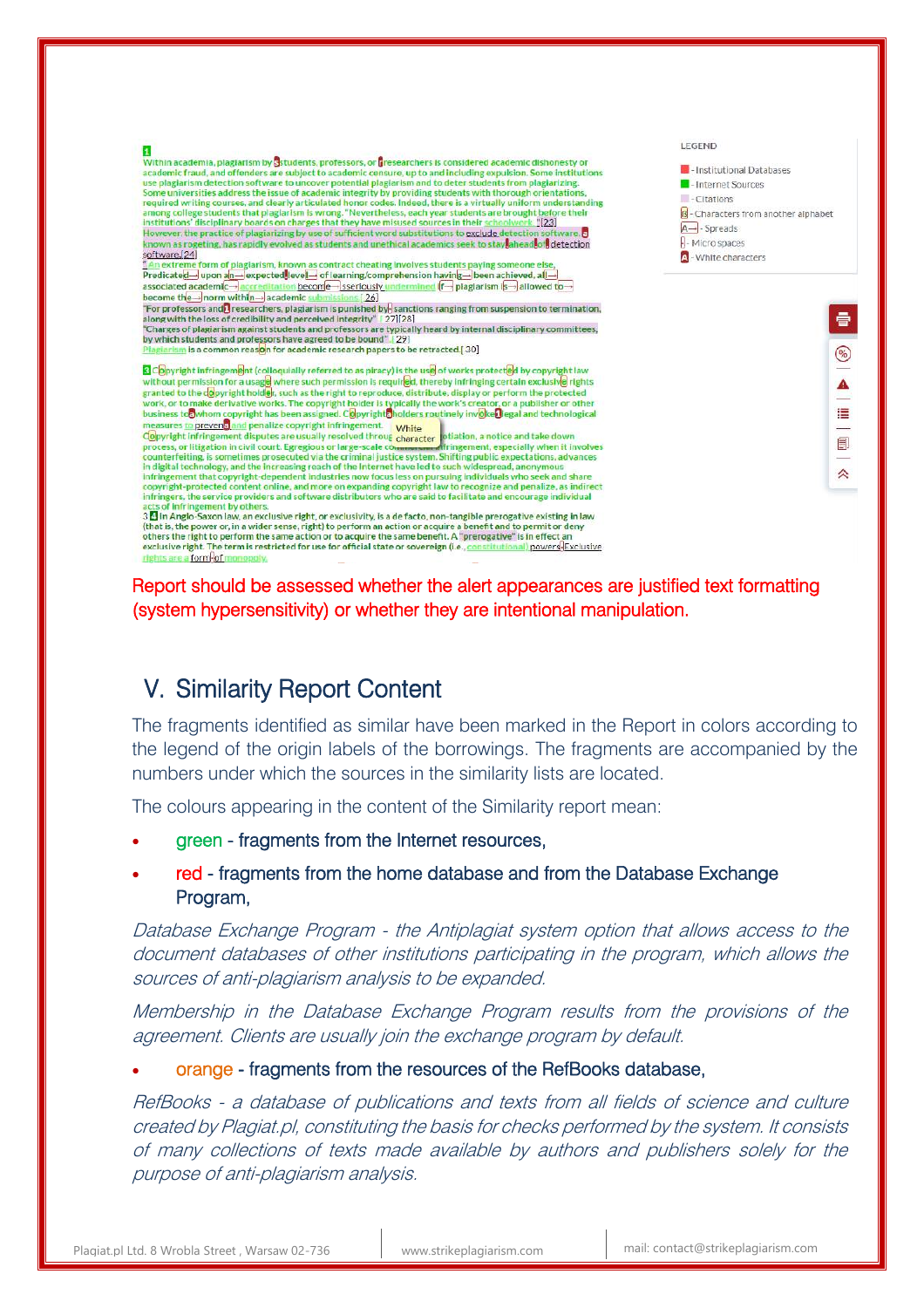Report should be assessed whether the alert appearances are justified text formatting (system hypersensitivity) or whether they are intentional manipulation.

## V. Similarity Report Content

The fragments identified as similar have been marked in the Report in colors according to the legend of the origin labels of the borrowings. The fragments are accompanied by the numbers under which the sources in the similarity lists are located.

The colours appearing in the content of the Similarity report mean:

- green - fragments from the Internet resources,
- red - fragments from the home database and from the Database Exchange Program,

*Database Exchange Program - the Antiplagiat system option that allows access to the document databases of other institutions participating in the program, which allows the sources of anti-plagiarism analysis to be expanded.*

*Membership in the Database Exchange Program results from the provisions of the agreement. Clients are usually join the exchange program by default.*

- orange - fragments from the resources of the RefBooks database,

*RefBooks - a database of publications and texts from all fields of science and culture created by Plagiat.pl, constituting the basis for checks performed by the system. It consists of many collections of texts made available by authors and publishers solely for the purpose of anti-plagiarism analysis.*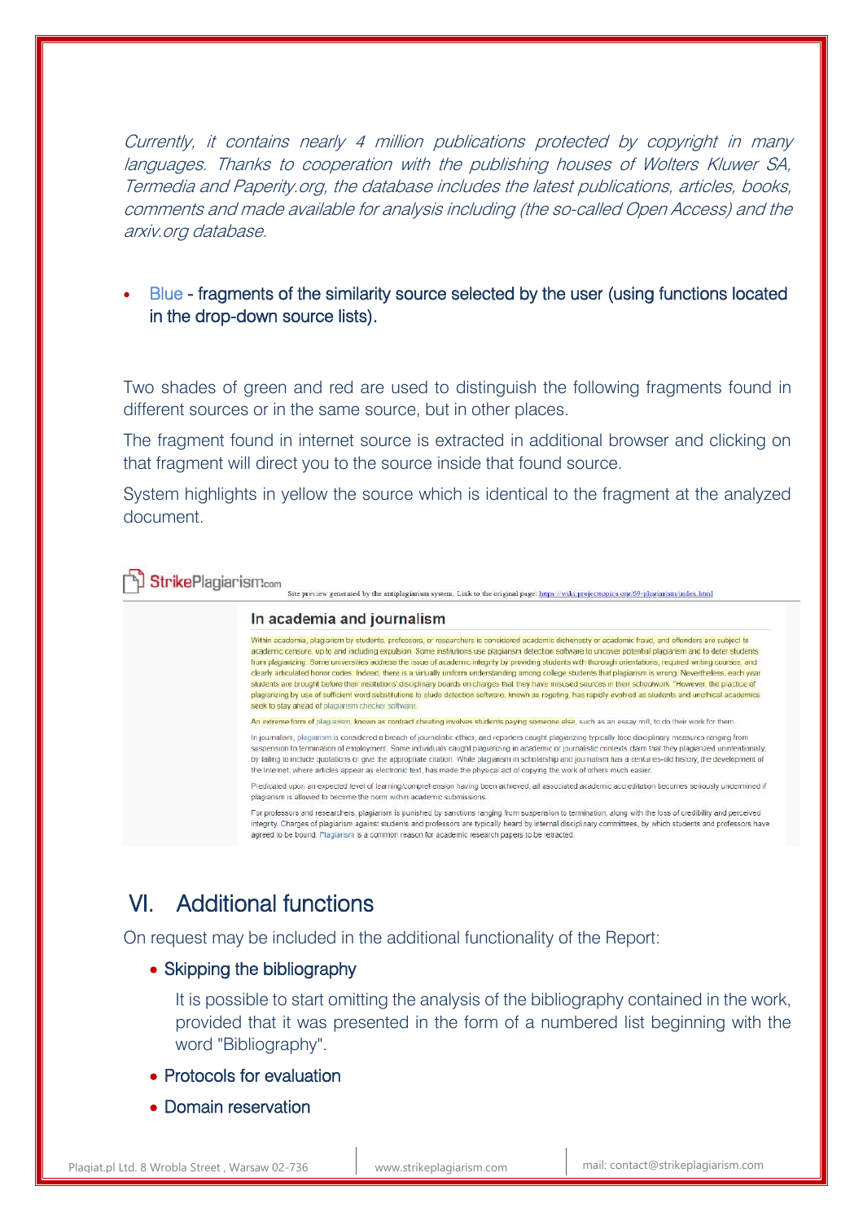*Currently, it contains nearly 4 million publications protected by copyright in many languages. Thanks to cooperation with the publishing houses of Wolters Kluwer SA, Termedia and Paperity.org, the database includes the latest publications, articles, books, comments and made available for analysis including (the so-called Open Access) and the arxiv.org database.*

- Blue - fragments of the similarity source selected by the user (using functions located in the drop-down source lists).

Two shades of green and red are used to distinguish the following fragments found in different sources or in the same source, but in other places.

The fragment found in internet source is extracted in additional browser and clicking on that fragment will direct you to the source inside that found source.

System highlights in yellow the source which is identical to the fragment at the analyzed document.

StrikePlagiarism.com

Site preview generated by the antiplagiarism system. Link to the original page: https://wiki.projecttopics.org/69-plagiarism/index.html

**In academia and journalism**

Within academia, plagiarism by students, professors, or researchers is considered academic dishonesty or academic fraud, and offenders are subject to academic censure, up to and including expulsion. Some institutions use plagiarism detection software to uncover potential plagiarism and to deter students from plagiarizing. Some universities address the issue of academic integrity by providing students with thorough orientations, required writing courses, and clearly articulated honor codes. Indeed, there is a virtually uniform understanding among college students that plagiarism is wrong. Nevertheless, each year students are brought before their institutions' disciplinary boards on charges that they have misused sources in their schoolwork. "However, the practice of plagiarizing by use of sufficient word substitutions to elude detection software, known as rogeting, has rapidly evolved as students and unethical academics seek to stay ahead of plagiarism checker software.

An extreme form of plagiarism, known as contract cheating involves students paying someone else, such as an essay mill, to do their work for them.

In journalism, plagiarism is considered a breach of journalistic ethics, and reporters caught plagiarizing typically face disciplinary measures ranging from suspension to termination of employment. Some individuals caught plagiarizing in academic or journalistic contexts claim that they plagiarized unintentionally, by failing to include quotations or give the appropriate citation. While plagiarism in scholarship and journalism has a centuries-old history, the development of the Internet, where articles appear as electronic text, has made the physical act of copying the work of others much easier.

Predicated upon an expected level of learning/comprehension having been achieved, all associated academic accreditation becomes seriously undermined if plagiarism is allowed to become the norm within academic submissions.

For professors and researchers, plagiarism is punished by sanctions ranging from suspension to termination, along with the loss of credibility and perceived integrity. Charges of plagiarism against students and professors are typically heard by internal disciplinary committees, by which students and professors have agreed to be bound. Plagiarism is a common reason for academic research papers to be retracted.

## VI. Additional functions

On request may be included in the additional functionality of the Report:

- Skipping the bibliography

  It is possible to start omitting the analysis of the bibliography contained in the work, provided that it was presented in the form of a numbered list beginning with the word "Bibliography".

- Protocols for evaluation
- Domain reservation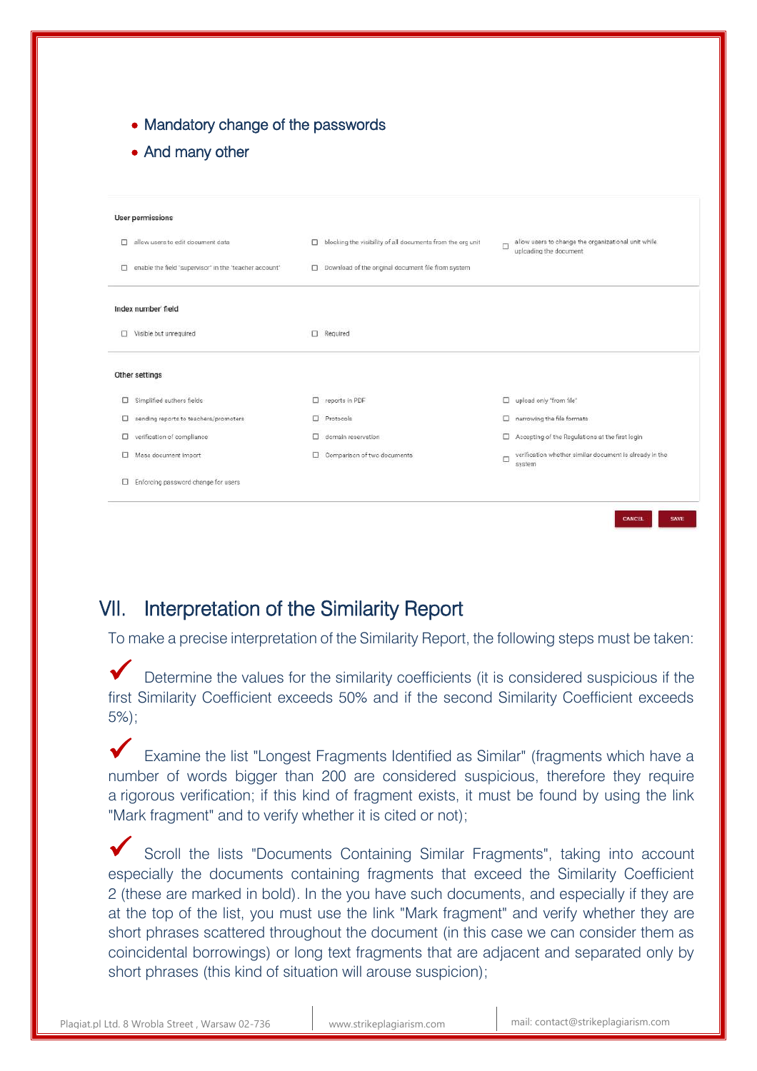- Mandatory change of the passwords
- And many other

**User permissions**

- ☐ allow users to edit document data
- ☐ blocking the visibility of all documents from the org unit
- ☐ allow users to change the organizational unit while uploading the document
- ☐ enable the field "supervisor" in the "teacher account"
- ☐ Download of the original document file from system

**Index number' field**

- ☐ Visible but unrequired
- ☐ Required

**Other settings**

- ☐ Simplified authors fields
- ☐ reports in PDF
- ☐ upload only "from file"
- ☐ sending reports to teachers/promoters
- ☐ Protocols
- ☐ narrowing the file formats
- ☐ verification of compliance
- ☐ domain reservation
- ☐ Accepting of the Regulations at the first login
- ☐ Mass document import
- ☐ Comparison of two documents
- ☐ verification whether similar document is already in the system
- ☐ Enforcing password change for users

CANCEL SAVE

## VII. Interpretation of the Similarity Report

To make a precise interpretation of the Similarity Report, the following steps must be taken:

✔ Determine the values for the similarity coefficients (it is considered suspicious if the first Similarity Coefficient exceeds 50% and if the second Similarity Coefficient exceeds 5%);

✔ Examine the list "Longest Fragments Identified as Similar" (fragments which have a number of words bigger than 200 are considered suspicious, therefore they require a rigorous verification; if this kind of fragment exists, it must be found by using the link "Mark fragment" and to verify whether it is cited or not);

✔ Scroll the lists "Documents Containing Similar Fragments", taking into account especially the documents containing fragments that exceed the Similarity Coefficient 2 (these are marked in bold). In the you have such documents, and especially if they are at the top of the list, you must use the link "Mark fragment" and verify whether they are short phrases scattered throughout the document (in this case we can consider them as coincidental borrowings) or long text fragments that are adjacent and separated only by short phrases (this kind of situation will arouse suspicion);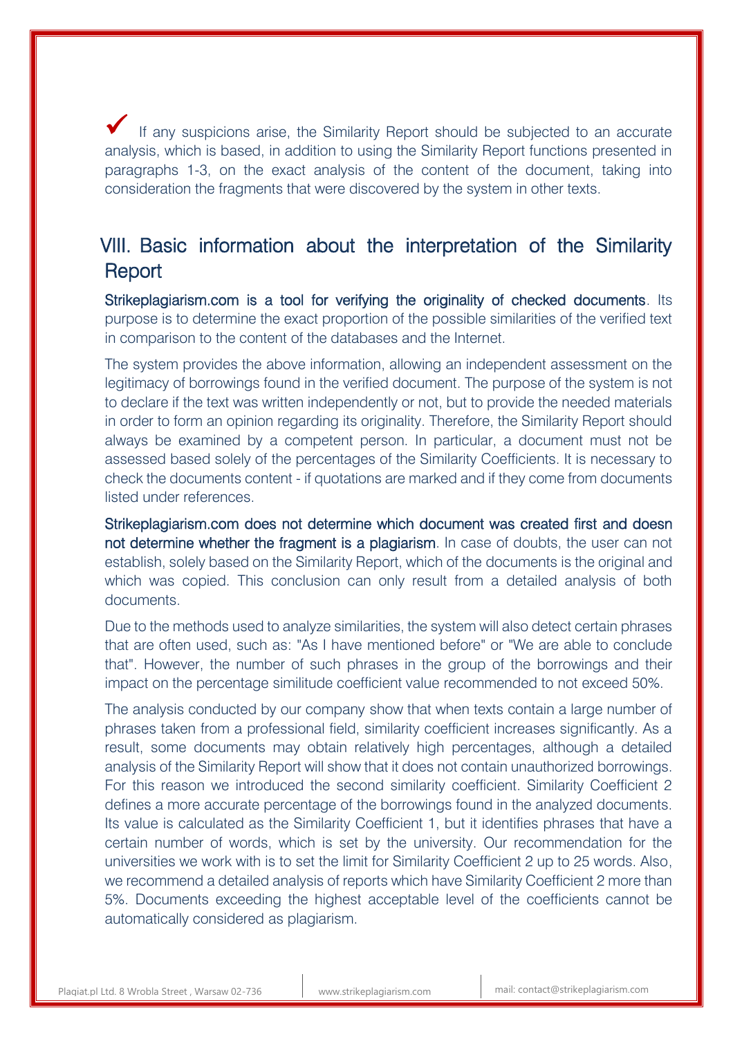✔ If any suspicions arise, the Similarity Report should be subjected to an accurate analysis, which is based, in addition to using the Similarity Report functions presented in paragraphs 1-3, on the exact analysis of the content of the document, taking into consideration the fragments that were discovered by the system in other texts.

## VIII. Basic information about the interpretation of the Similarity Report

**Strikeplagiarism.com is a tool for verifying the originality of checked documents**. Its purpose is to determine the exact proportion of the possible similarities of the verified text in comparison to the content of the databases and the Internet.

The system provides the above information, allowing an independent assessment on the legitimacy of borrowings found in the verified document. The purpose of the system is not to declare if the text was written independently or not, but to provide the needed materials in order to form an opinion regarding its originality. Therefore, the Similarity Report should always be examined by a competent person. In particular, a document must not be assessed based solely of the percentages of the Similarity Coefficients. It is necessary to check the documents content - if quotations are marked and if they come from documents listed under references.

**Strikeplagiarism.com does not determine which document was created first and doesn not determine whether the fragment is a plagiarism**. In case of doubts, the user can not establish, solely based on the Similarity Report, which of the documents is the original and which was copied. This conclusion can only result from a detailed analysis of both documents.

Due to the methods used to analyze similarities, the system will also detect certain phrases that are often used, such as: "As I have mentioned before" or "We are able to conclude that". However, the number of such phrases in the group of the borrowings and their impact on the percentage similitude coefficient value recommended to not exceed 50%.

The analysis conducted by our company show that when texts contain a large number of phrases taken from a professional field, similarity coefficient increases significantly. As a result, some documents may obtain relatively high percentages, although a detailed analysis of the Similarity Report will show that it does not contain unauthorized borrowings. For this reason we introduced the second similarity coefficient. Similarity Coefficient 2 defines a more accurate percentage of the borrowings found in the analyzed documents. Its value is calculated as the Similarity Coefficient 1, but it identifies phrases that have a certain number of words, which is set by the university. Our recommendation for the universities we work with is to set the limit for Similarity Coefficient 2 up to 25 words. Also, we recommend a detailed analysis of reports which have Similarity Coefficient 2 more than 5%. Documents exceeding the highest acceptable level of the coefficients cannot be automatically considered as plagiarism.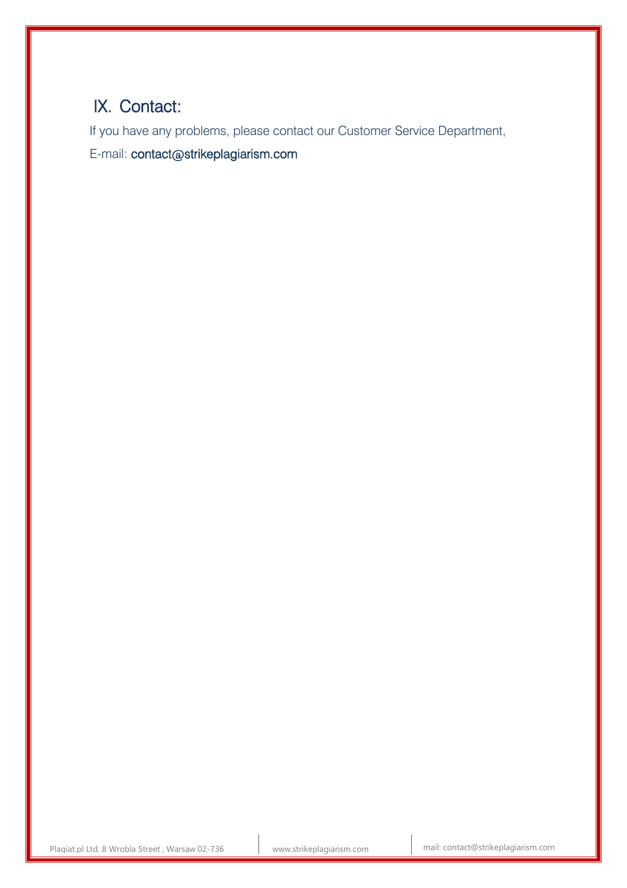## IX. Contact:

If you have any problems, please contact our Customer Service Department,

E-mail: contact@strikeplagiarism.com